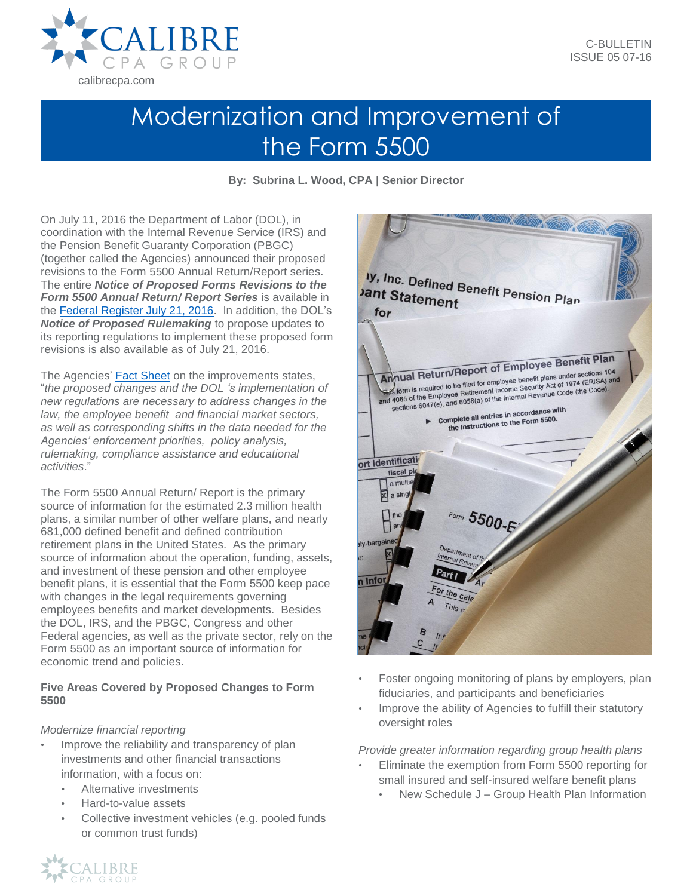C-BULLETIN
ISSUE 05 07-16

# Modernization and Improvement of the Form 5500

**By: Subrina L. Wood, CPA | Senior Director**

On July 11, 2016 the Department of Labor (DOL), in coordination with the Internal Revenue Service (IRS) and the Pension Benefit Guaranty Corporation (PBGC) (together called the Agencies) announced their proposed revisions to the Form 5500 Annual Return/Report series. The entire ***Notice of Proposed Forms Revisions to the Form 5500 Annual Return/ Report Series*** is available in the Federal Register July 21, 2016. In addition, the DOL's ***Notice of Proposed Rulemaking*** to propose updates to its reporting regulations to implement these proposed form revisions is also available as of July 21, 2016.

The Agencies' Fact Sheet on the improvements states, "*the proposed changes and the DOL 's implementation of new regulations are necessary to address changes in the law, the employee benefit and financial market sectors, as well as corresponding shifts in the data needed for the Agencies' enforcement priorities, policy analysis, rulemaking, compliance assistance and educational activities*."

The Form 5500 Annual Return/ Report is the primary source of information for the estimated 2.3 million health plans, a similar number of other welfare plans, and nearly 681,000 defined benefit and defined contribution retirement plans in the United States. As the primary source of information about the operation, funding, assets, and investment of these pension and other employee benefit plans, it is essential that the Form 5500 keep pace with changes in the legal requirements governing employees benefits and market developments. Besides the DOL, IRS, and the PBGC, Congress and other Federal agencies, as well as the private sector, rely on the Form 5500 as an important source of information for economic trend and policies.

**Five Areas Covered by Proposed Changes to Form 5500**

*Modernize financial reporting*

- Improve the reliability and transparency of plan investments and other financial transactions information, with a focus on:
  - Alternative investments
  - Hard-to-value assets
  - Collective investment vehicles (e.g. pooled funds or common trust funds)
- Foster ongoing monitoring of plans by employers, plan fiduciaries, and participants and beneficiaries
- Improve the ability of Agencies to fulfill their statutory oversight roles

*Provide greater information regarding group health plans*

- Eliminate the exemption from Form 5500 reporting for small insured and self-insured welfare benefit plans
  - New Schedule J – Group Health Plan Information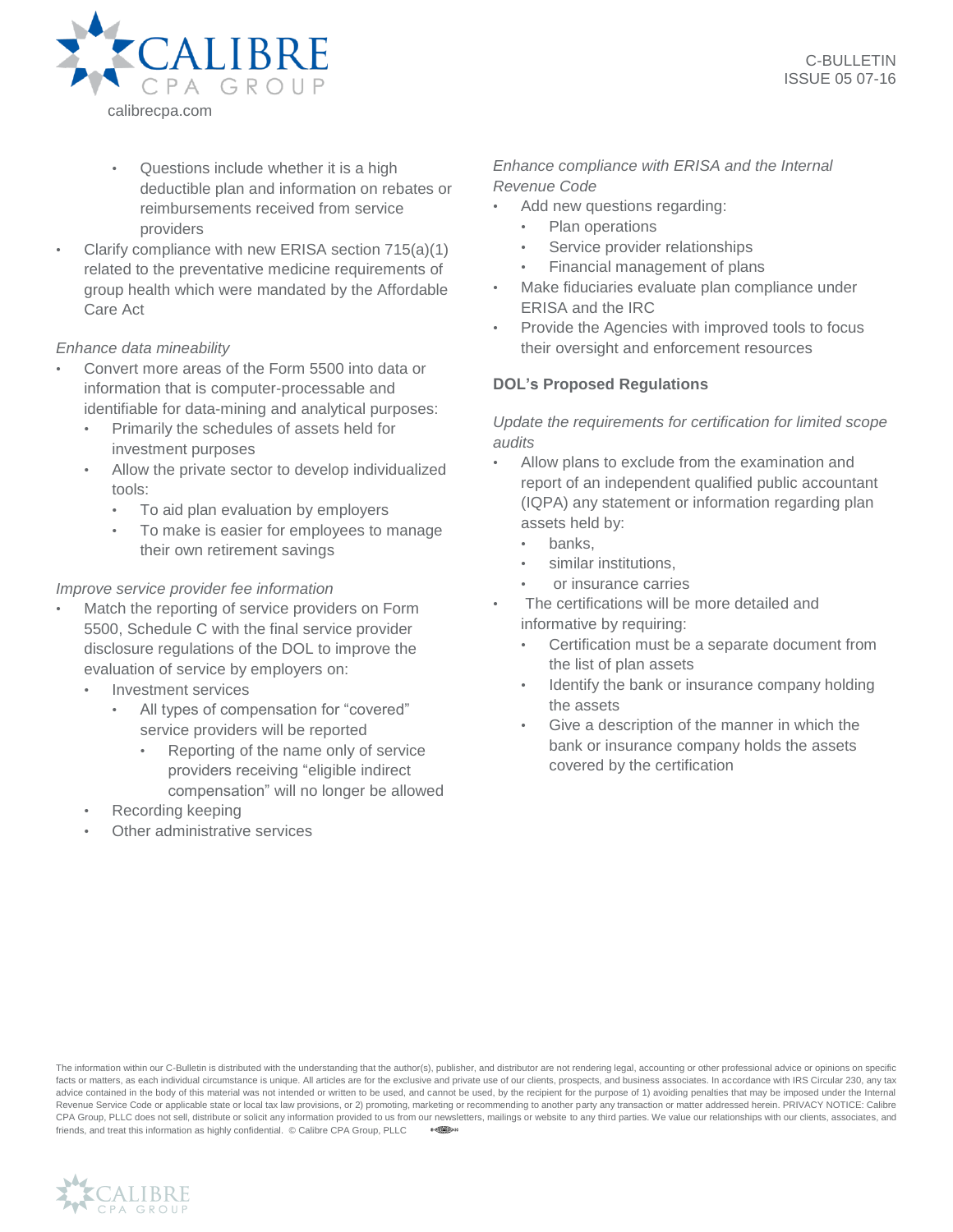- Questions include whether it is a high deductible plan and information on rebates or reimbursements received from service providers
- Clarify compliance with new ERISA section 715(a)(1) related to the preventative medicine requirements of group health which were mandated by the Affordable Care Act

*Enhance data mineability*

- Convert more areas of the Form 5500 into data or information that is computer-processable and identifiable for data-mining and analytical purposes:
  - Primarily the schedules of assets held for investment purposes
  - Allow the private sector to develop individualized tools:
    - To aid plan evaluation by employers
    - To make is easier for employees to manage their own retirement savings

*Improve service provider fee information*

- Match the reporting of service providers on Form 5500, Schedule C with the final service provider disclosure regulations of the DOL to improve the evaluation of service by employers on:
  - Investment services
    - All types of compensation for "covered" service providers will be reported
      - Reporting of the name only of service providers receiving "eligible indirect compensation" will no longer be allowed
  - Recording keeping
  - Other administrative services

*Enhance compliance with ERISA and the Internal Revenue Code*

- Add new questions regarding:
  - Plan operations
  - Service provider relationships
  - Financial management of plans
- Make fiduciaries evaluate plan compliance under ERISA and the IRC
- Provide the Agencies with improved tools to focus their oversight and enforcement resources

**DOL's Proposed Regulations**

*Update the requirements for certification for limited scope audits*

- Allow plans to exclude from the examination and report of an independent qualified public accountant (IQPA) any statement or information regarding plan assets held by:
  - banks,
  - similar institutions,
  - or insurance carries
- The certifications will be more detailed and informative by requiring:
  - Certification must be a separate document from the list of plan assets
  - Identify the bank or insurance company holding the assets
  - Give a description of the manner in which the bank or insurance company holds the assets covered by the certification

The information within our C-Bulletin is distributed with the understanding that the author(s), publisher, and distributor are not rendering legal, accounting or other professional advice or opinions on specific facts or matters, as each individual circumstance is unique. All articles are for the exclusive and private use of our clients, prospects, and business associates. In accordance with IRS Circular 230, any tax advice contained in the body of this material was not intended or written to be used, and cannot be used, by the recipient for the purpose of 1) avoiding penalties that may be imposed under the Internal Revenue Service Code or applicable state or local tax law provisions, or 2) promoting, marketing or recommending to another party any transaction or matter addressed herein. PRIVACY NOTICE: Calibre CPA Group, PLLC does not sell, distribute or solicit any information provided to us from our newsletters, mailings or website to any third parties. We value our relationships with our clients, associates, and friends, and treat this information as highly confidential. © Calibre CPA Group, PLLC